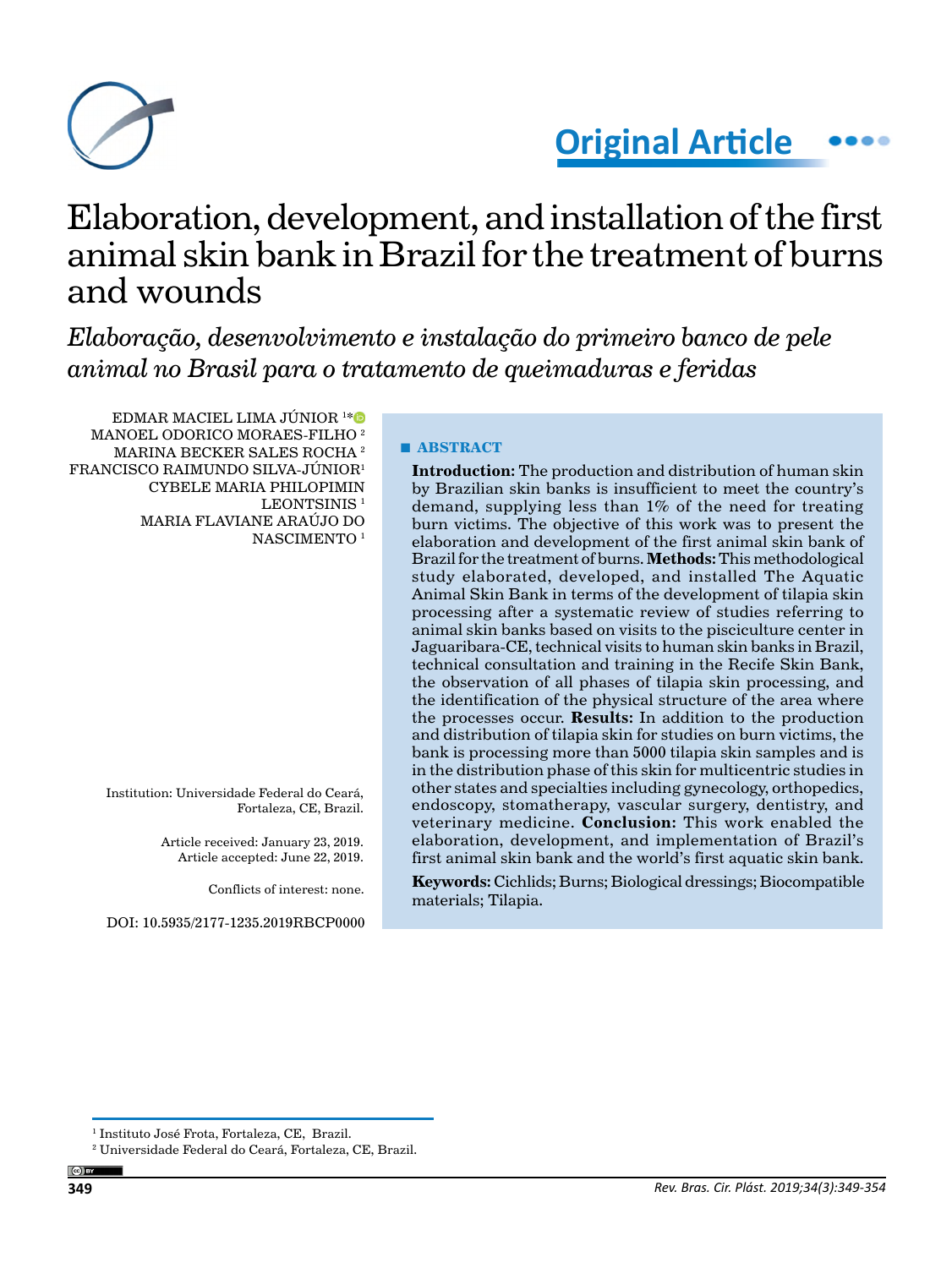Original Article

# Elaboration, development, and installation of the first animal skin bank in Brazil for the treatment of burns and wounds

*Elaboração, desenvolvimento e instalação do primeiro banco de pele animal no Brasil para o tratamento de queimaduras e feridas*

EDMAR MACIEL LIMA JÚNIOR [1]*
MANOEL ODORICO MORAES-FILHO [2]
MARINA BECKER SALES ROCHA [2]
FRANCISCO RAIMUNDO SILVA-JÚNIOR[1]
CYBELE MARIA PHILOPIMIN LEONTSINIS [1]
MARIA FLAVIANE ARAÚJO DO NASCIMENTO [1]

Institution: Universidade Federal do Ceará, Fortaleza, CE, Brazil.

Article received: January 23, 2019.
Article accepted: June 22, 2019.

Conflicts of interest: none.

DOI: 10.5935/2177-1235.2019RBCP0000

## ABSTRACT

**Introduction:** The production and distribution of human skin by Brazilian skin banks is insufficient to meet the country's demand, supplying less than 1% of the need for treating burn victims. The objective of this work was to present the elaboration and development of the first animal skin bank of Brazil for the treatment of burns. **Methods:** This methodological study elaborated, developed, and installed The Aquatic Animal Skin Bank in terms of the development of tilapia skin processing after a systematic review of studies referring to animal skin banks based on visits to the pisciculture center in Jaguaribara-CE, technical visits to human skin banks in Brazil, technical consultation and training in the Recife Skin Bank, the observation of all phases of tilapia skin processing, and the identification of the physical structure of the area where the processes occur. **Results:** In addition to the production and distribution of tilapia skin for studies on burn victims, the bank is processing more than 5000 tilapia skin samples and is in the distribution phase of this skin for multicentric studies in other states and specialties including gynecology, orthopedics, endoscopy, stomatherapy, vascular surgery, dentistry, and veterinary medicine. **Conclusion:** This work enabled the elaboration, development, and implementation of Brazil's first animal skin bank and the world's first aquatic skin bank.

**Keywords:** Cichlids; Burns; Biological dressings; Biocompatible materials; Tilapia.

[1] Instituto José Frota, Fortaleza, CE, Brazil.
[2] Universidade Federal do Ceará, Fortaleza, CE, Brazil.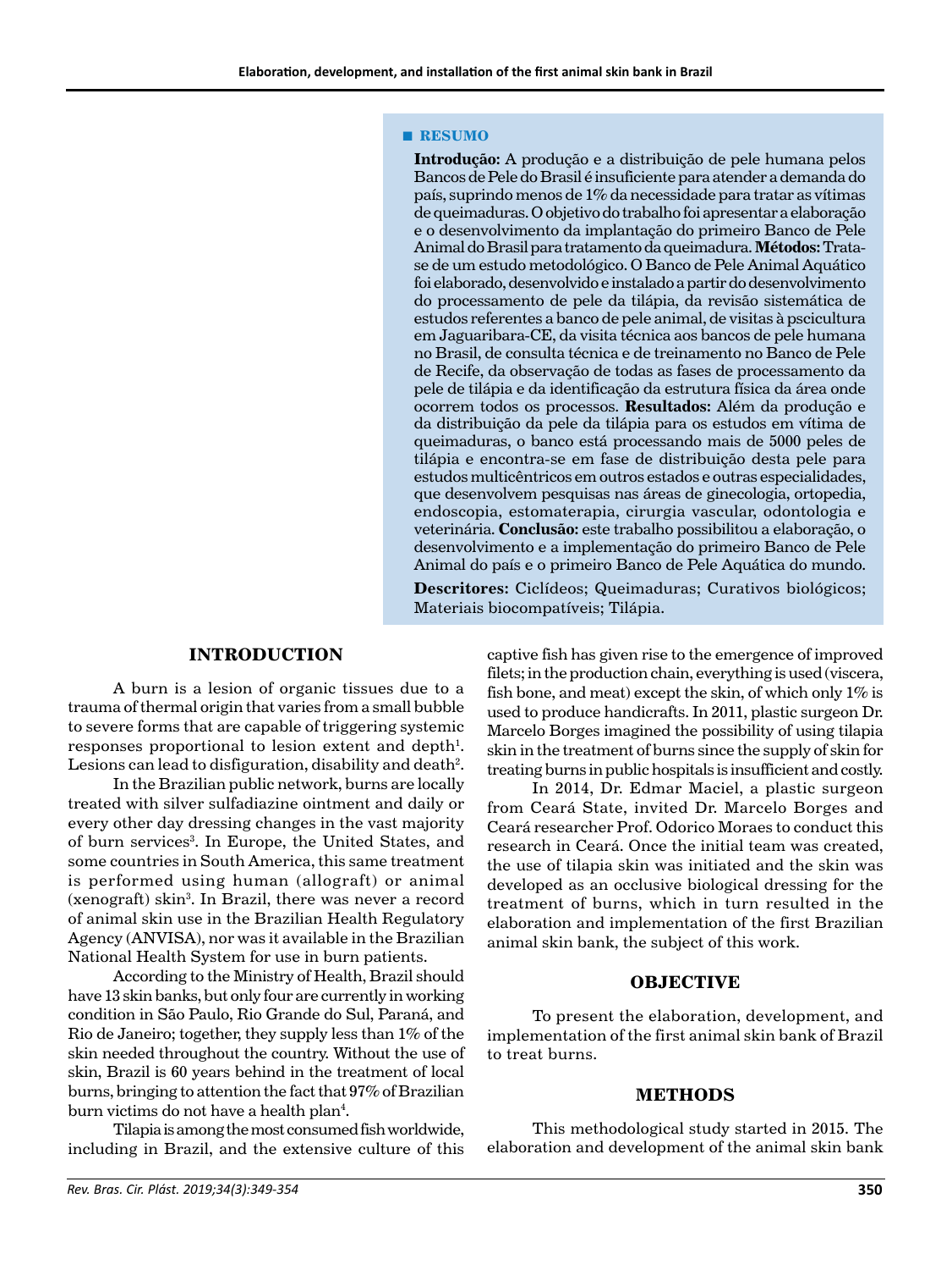## RESUMO

**Introdução:** A produção e a distribuição de pele humana pelos Bancos de Pele do Brasil é insuficiente para atender a demanda do país, suprindo menos de 1% da necessidade para tratar as vítimas de queimaduras. O objetivo do trabalho foi apresentar a elaboração e o desenvolvimento da implantação do primeiro Banco de Pele Animal do Brasil para tratamento da queimadura. **Métodos:** Trata-se de um estudo metodológico. O Banco de Pele Animal Aquático foi elaborado, desenvolvido e instalado a partir do desenvolvimento do processamento de pele da tilápia, da revisão sistemática de estudos referentes a banco de pele animal, de visitas à pscicultura em Jaguaribara-CE, da visita técnica aos bancos de pele humana no Brasil, de consulta técnica e de treinamento no Banco de Pele de Recife, da observação de todas as fases de processamento da pele de tilápia e da identificação da estrutura física da área onde ocorrem todos os processos. **Resultados:** Além da produção e da distribuição da pele da tilápia para os estudos em vítima de queimaduras, o banco está processando mais de 5000 peles de tilápia e encontra-se em fase de distribuição desta pele para estudos multicêntricos em outros estados e outras especialidades, que desenvolvem pesquisas nas áreas de ginecologia, ortopedia, endoscopia, estomaterapia, cirurgia vascular, odontologia e veterinária. **Conclusão:** este trabalho possibilitou a elaboração, o desenvolvimento e a implementação do primeiro Banco de Pele Animal do país e o primeiro Banco de Pele Aquática do mundo.

**Descritores:** Ciclídeos; Queimaduras; Curativos biológicos; Materiais biocompatíveis; Tilápia.

## INTRODUCTION

A burn is a lesion of organic tissues due to a trauma of thermal origin that varies from a small bubble to severe forms that are capable of triggering systemic responses proportional to lesion extent and depth[1]. Lesions can lead to disfiguration, disability and death[2].

In the Brazilian public network, burns are locally treated with silver sulfadiazine ointment and daily or every other day dressing changes in the vast majority of burn services[3]. In Europe, the United States, and some countries in South America, this same treatment is performed using human (allograft) or animal (xenograft) skin[3]. In Brazil, there was never a record of animal skin use in the Brazilian Health Regulatory Agency (ANVISA), nor was it available in the Brazilian National Health System for use in burn patients.

According to the Ministry of Health, Brazil should have 13 skin banks, but only four are currently in working condition in São Paulo, Rio Grande do Sul, Paraná, and Rio de Janeiro; together, they supply less than 1% of the skin needed throughout the country. Without the use of skin, Brazil is 60 years behind in the treatment of local burns, bringing to attention the fact that 97% of Brazilian burn victims do not have a health plan[4].

Tilapia is among the most consumed fish worldwide, including in Brazil, and the extensive culture of this captive fish has given rise to the emergence of improved filets; in the production chain, everything is used (viscera, fish bone, and meat) except the skin, of which only 1% is used to produce handicrafts. In 2011, plastic surgeon Dr. Marcelo Borges imagined the possibility of using tilapia skin in the treatment of burns since the supply of skin for treating burns in public hospitals is insufficient and costly.

In 2014, Dr. Edmar Maciel, a plastic surgeon from Ceará State, invited Dr. Marcelo Borges and Ceará researcher Prof. Odorico Moraes to conduct this research in Ceará. Once the initial team was created, the use of tilapia skin was initiated and the skin was developed as an occlusive biological dressing for the treatment of burns, which in turn resulted in the elaboration and implementation of the first Brazilian animal skin bank, the subject of this work.

## OBJECTIVE

To present the elaboration, development, and implementation of the first animal skin bank of Brazil to treat burns.

## METHODS

This methodological study started in 2015. The elaboration and development of the animal skin bank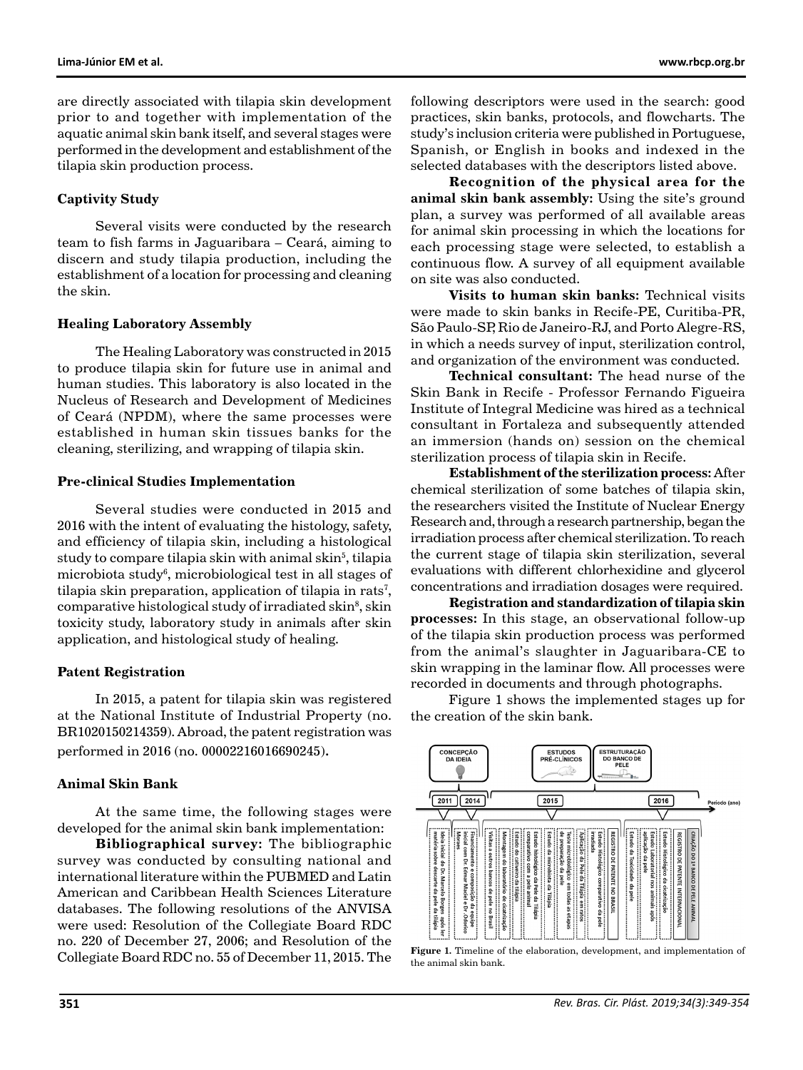are directly associated with tilapia skin development prior to and together with implementation of the aquatic animal skin bank itself, and several stages were performed in the development and establishment of the tilapia skin production process.

### Captivity Study

Several visits were conducted by the research team to fish farms in Jaguaribara – Ceará, aiming to discern and study tilapia production, including the establishment of a location for processing and cleaning the skin.

### Healing Laboratory Assembly

The Healing Laboratory was constructed in 2015 to produce tilapia skin for future use in animal and human studies. This laboratory is also located in the Nucleus of Research and Development of Medicines of Ceará (NPDM), where the same processes were established in human skin tissues banks for the cleaning, sterilizing, and wrapping of tilapia skin.

### Pre-clinical Studies Implementation

Several studies were conducted in 2015 and 2016 with the intent of evaluating the histology, safety, and efficiency of tilapia skin, including a histological study to compare tilapia skin with animal skin[5], tilapia microbiota study[6], microbiological test in all stages of tilapia skin preparation, application of tilapia in rats[7], comparative histological study of irradiated skin[8], skin toxicity study, laboratory study in animals after skin application, and histological study of healing.

### Patent Registration

In 2015, a patent for tilapia skin was registered at the National Institute of Industrial Property (no. BR1020150214359). Abroad, the patent registration was performed in 2016 (no. 00002216016690245).

### Animal Skin Bank

At the same time, the following stages were developed for the animal skin bank implementation:

**Bibliographical survey:** The bibliographic survey was conducted by consulting national and international literature within the PUBMED and Latin American and Caribbean Health Sciences Literature databases. The following resolutions of the ANVISA were used: Resolution of the Collegiate Board RDC no. 220 of December 27, 2006; and Resolution of the Collegiate Board RDC no. 55 of December 11, 2015. The following descriptors were used in the search: good practices, skin banks, protocols, and flowcharts. The study's inclusion criteria were published in Portuguese, Spanish, or English in books and indexed in the selected databases with the descriptors listed above.

**Recognition of the physical area for the animal skin bank assembly:** Using the site's ground plan, a survey was performed of all available areas for animal skin processing in which the locations for each processing stage were selected, to establish a continuous flow. A survey of all equipment available on site was also conducted.

**Visits to human skin banks:** Technical visits were made to skin banks in Recife-PE, Curitiba-PR, São Paulo-SP, Rio de Janeiro-RJ, and Porto Alegre-RS, in which a needs survey of input, sterilization control, and organization of the environment was conducted.

**Technical consultant:** The head nurse of the Skin Bank in Recife - Professor Fernando Figueira Institute of Integral Medicine was hired as a technical consultant in Fortaleza and subsequently attended an immersion (hands on) session on the chemical sterilization process of tilapia skin in Recife.

**Establishment of the sterilization process:** After chemical sterilization of some batches of tilapia skin, the researchers visited the Institute of Nuclear Energy Research and, through a research partnership, began the irradiation process after chemical sterilization. To reach the current stage of tilapia skin sterilization, several evaluations with different chlorhexidine and glycerol concentrations and irradiation dosages were required.

**Registration and standardization of tilapia skin processes:** In this stage, an observational follow-up of the tilapia skin production process was performed from the animal's slaughter in Jaguaribara-CE to skin wrapping in the laminar flow. All processes were recorded in documents and through photographs.

Figure 1 shows the implemented stages up for the creation of the skin bank.

**Figure 1.** Timeline of the elaboration, development, and implementation of the animal skin bank.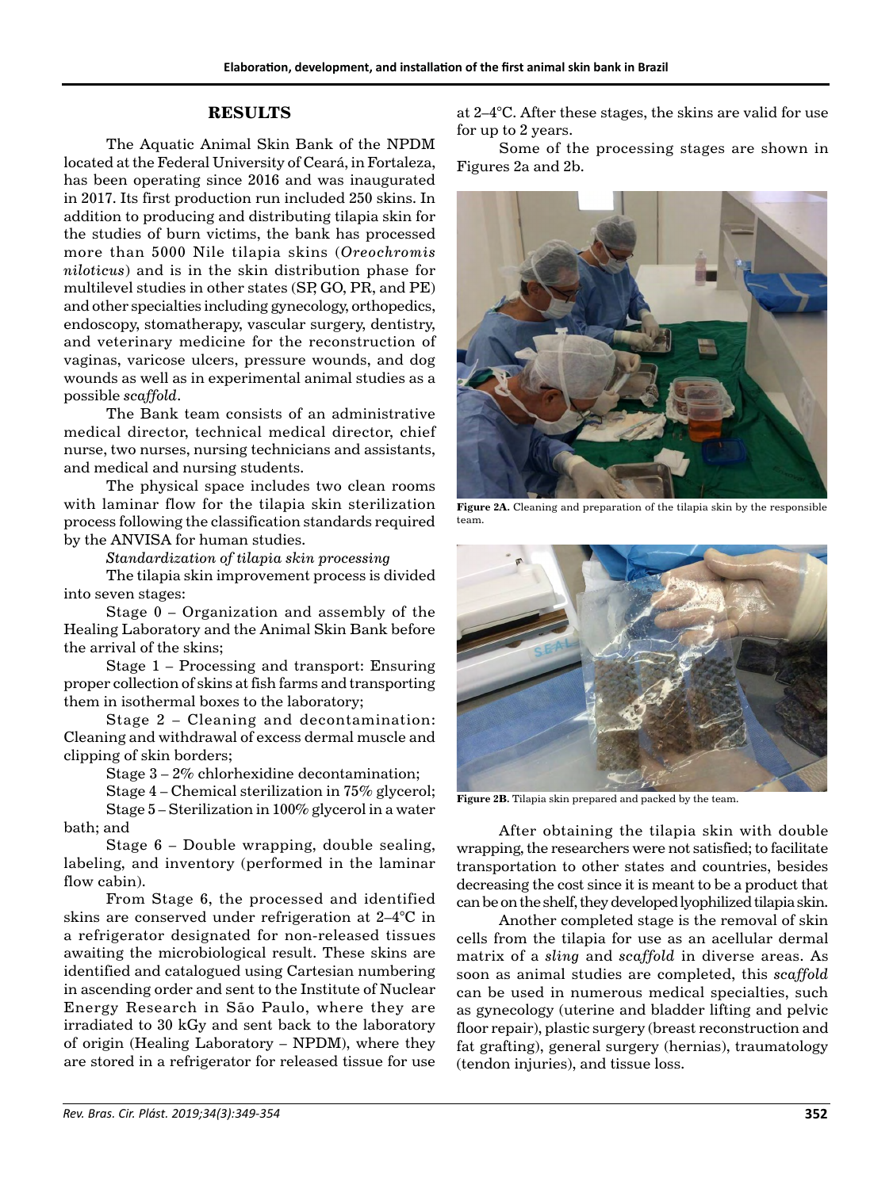## RESULTS

The Aquatic Animal Skin Bank of the NPDM located at the Federal University of Ceará, in Fortaleza, has been operating since 2016 and was inaugurated in 2017. Its first production run included 250 skins. In addition to producing and distributing tilapia skin for the studies of burn victims, the bank has processed more than 5000 Nile tilapia skins (*Oreochromis niloticus*) and is in the skin distribution phase for multilevel studies in other states (SP, GO, PR, and PE) and other specialties including gynecology, orthopedics, endoscopy, stomatherapy, vascular surgery, dentistry, and veterinary medicine for the reconstruction of vaginas, varicose ulcers, pressure wounds, and dog wounds as well as in experimental animal studies as a possible *scaffold*.

The Bank team consists of an administrative medical director, technical medical director, chief nurse, two nurses, nursing technicians and assistants, and medical and nursing students.

The physical space includes two clean rooms with laminar flow for the tilapia skin sterilization process following the classification standards required by the ANVISA for human studies.

*Standardization of tilapia skin processing*

The tilapia skin improvement process is divided into seven stages:

Stage 0 – Organization and assembly of the Healing Laboratory and the Animal Skin Bank before the arrival of the skins;

Stage 1 – Processing and transport: Ensuring proper collection of skins at fish farms and transporting them in isothermal boxes to the laboratory;

Stage 2 – Cleaning and decontamination: Cleaning and withdrawal of excess dermal muscle and clipping of skin borders;

Stage 3 – 2% chlorhexidine decontamination;

Stage 4 – Chemical sterilization in 75% glycerol;

Stage 5 – Sterilization in 100% glycerol in a water bath; and

Stage 6 – Double wrapping, double sealing, labeling, and inventory (performed in the laminar flow cabin).

From Stage 6, the processed and identified skins are conserved under refrigeration at 2–4°C in a refrigerator designated for non-released tissues awaiting the microbiological result. These skins are identified and catalogued using Cartesian numbering in ascending order and sent to the Institute of Nuclear Energy Research in São Paulo, where they are irradiated to 30 kGy and sent back to the laboratory of origin (Healing Laboratory – NPDM), where they are stored in a refrigerator for released tissue for use at 2–4°C. After these stages, the skins are valid for use for up to 2 years.

Some of the processing stages are shown in Figures 2a and 2b.

**Figure 2A.** Cleaning and preparation of the tilapia skin by the responsible team.

**Figure 2B.** Tilapia skin prepared and packed by the team.

After obtaining the tilapia skin with double wrapping, the researchers were not satisfied; to facilitate transportation to other states and countries, besides decreasing the cost since it is meant to be a product that can be on the shelf, they developed lyophilized tilapia skin.

Another completed stage is the removal of skin cells from the tilapia for use as an acellular dermal matrix of a *sling* and *scaffold* in diverse areas. As soon as animal studies are completed, this *scaffold* can be used in numerous medical specialties, such as gynecology (uterine and bladder lifting and pelvic floor repair), plastic surgery (breast reconstruction and fat grafting), general surgery (hernias), traumatology (tendon injuries), and tissue loss.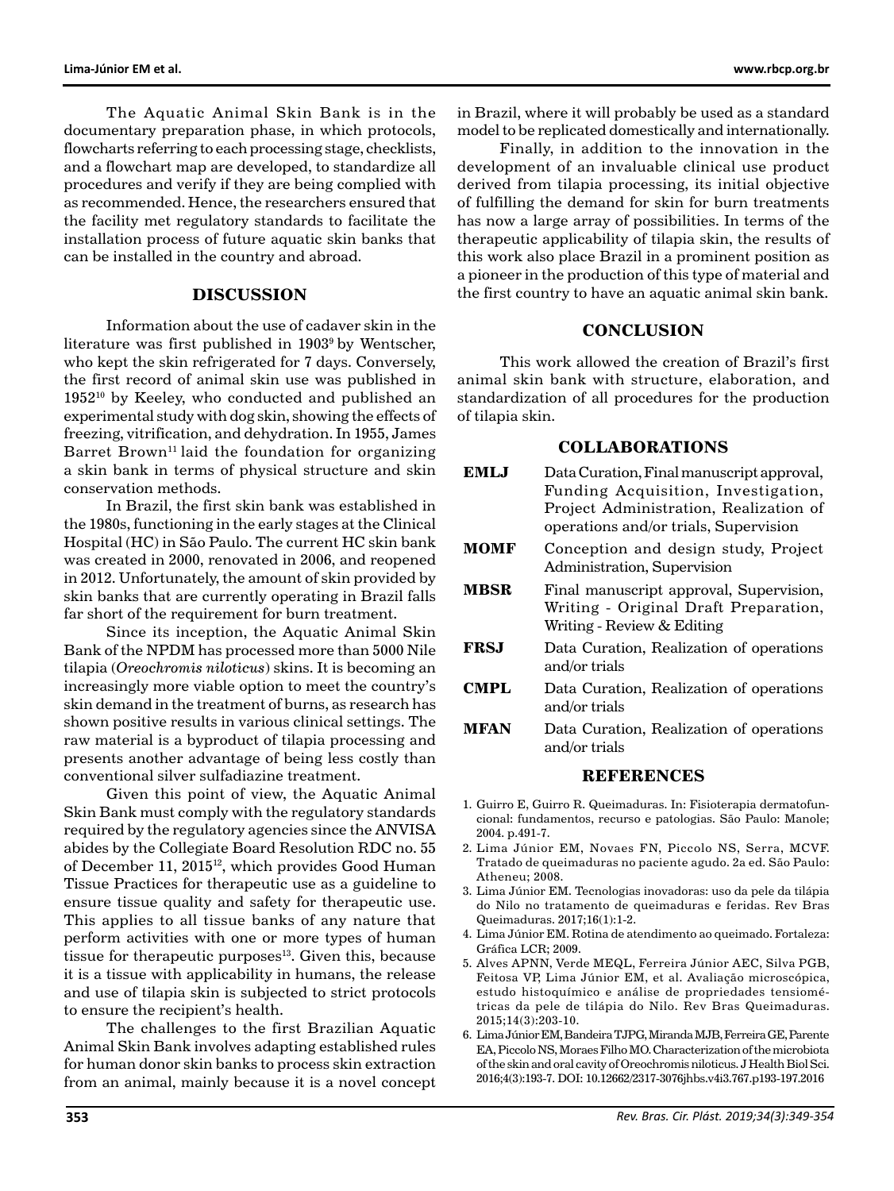The Aquatic Animal Skin Bank is in the documentary preparation phase, in which protocols, flowcharts referring to each processing stage, checklists, and a flowchart map are developed, to standardize all procedures and verify if they are being complied with as recommended. Hence, the researchers ensured that the facility met regulatory standards to facilitate the installation process of future aquatic skin banks that can be installed in the country and abroad.

## DISCUSSION

Information about the use of cadaver skin in the literature was first published in 1903[9] by Wentscher, who kept the skin refrigerated for 7 days. Conversely, the first record of animal skin use was published in 1952[10] by Keeley, who conducted and published an experimental study with dog skin, showing the effects of freezing, vitrification, and dehydration. In 1955, James Barret Brown[11] laid the foundation for organizing a skin bank in terms of physical structure and skin conservation methods.

In Brazil, the first skin bank was established in the 1980s, functioning in the early stages at the Clinical Hospital (HC) in São Paulo. The current HC skin bank was created in 2000, renovated in 2006, and reopened in 2012. Unfortunately, the amount of skin provided by skin banks that are currently operating in Brazil falls far short of the requirement for burn treatment.

Since its inception, the Aquatic Animal Skin Bank of the NPDM has processed more than 5000 Nile tilapia (*Oreochromis niloticus*) skins. It is becoming an increasingly more viable option to meet the country's skin demand in the treatment of burns, as research has shown positive results in various clinical settings. The raw material is a byproduct of tilapia processing and presents another advantage of being less costly than conventional silver sulfadiazine treatment.

Given this point of view, the Aquatic Animal Skin Bank must comply with the regulatory standards required by the regulatory agencies since the ANVISA abides by the Collegiate Board Resolution RDC no. 55 of December 11, 2015[12], which provides Good Human Tissue Practices for therapeutic use as a guideline to ensure tissue quality and safety for therapeutic use. This applies to all tissue banks of any nature that perform activities with one or more types of human tissue for therapeutic purposes[13]. Given this, because it is a tissue with applicability in humans, the release and use of tilapia skin is subjected to strict protocols to ensure the recipient's health.

The challenges to the first Brazilian Aquatic Animal Skin Bank involves adapting established rules for human donor skin banks to process skin extraction from an animal, mainly because it is a novel concept in Brazil, where it will probably be used as a standard model to be replicated domestically and internationally.

Finally, in addition to the innovation in the development of an invaluable clinical use product derived from tilapia processing, its initial objective of fulfilling the demand for skin for burn treatments has now a large array of possibilities. In terms of the therapeutic applicability of tilapia skin, the results of this work also place Brazil in a prominent position as a pioneer in the production of this type of material and the first country to have an aquatic animal skin bank.

## CONCLUSION

This work allowed the creation of Brazil's first animal skin bank with structure, elaboration, and standardization of all procedures for the production of tilapia skin.

## COLLABORATIONS

| | |
|---|---|
| **EMLJ** | Data Curation, Final manuscript approval, Funding Acquisition, Investigation, Project Administration, Realization of operations and/or trials, Supervision |
| **MOMF** | Conception and design study, Project Administration, Supervision |
| **MBSR** | Final manuscript approval, Supervision, Writing - Original Draft Preparation, Writing - Review & Editing |
| **FRSJ** | Data Curation, Realization of operations and/or trials |
| **CMPL** | Data Curation, Realization of operations and/or trials |
| **MFAN** | Data Curation, Realization of operations and/or trials |

## REFERENCES

1. Guirro E, Guirro R. Queimaduras. In: Fisioterapia dermatofuncional: fundamentos, recurso e patologias. São Paulo: Manole; 2004. p.491-7.
2. Lima Júnior EM, Novaes FN, Piccolo NS, Serra, MCVF. Tratado de queimaduras no paciente agudo. 2a ed. São Paulo: Atheneu; 2008.
3. Lima Júnior EM. Tecnologias inovadoras: uso da pele da tilápia do Nilo no tratamento de queimaduras e feridas. Rev Bras Queimaduras. 2017;16(1):1-2.
4. Lima Júnior EM. Rotina de atendimento ao queimado. Fortaleza: Gráfica LCR; 2009.
5. Alves APNN, Verde MEQL, Ferreira Júnior AEC, Silva PGB, Feitosa VP, Lima Júnior EM, et al. Avaliação microscópica, estudo histoquímico e análise de propriedades tensiométricas da pele de tilápia do Nilo. Rev Bras Queimaduras. 2015;14(3):203-10.
6. Lima Júnior EM, Bandeira TJPG, Miranda MJB, Ferreira GE, Parente EA, Piccolo NS, Moraes Filho MO. Characterization of the microbiota of the skin and oral cavity of Oreochromis niloticus. J Health Biol Sci. 2016;4(3):193-7. DOI: 10.12662/2317-3076jhbs.v4i3.767.p193-197.2016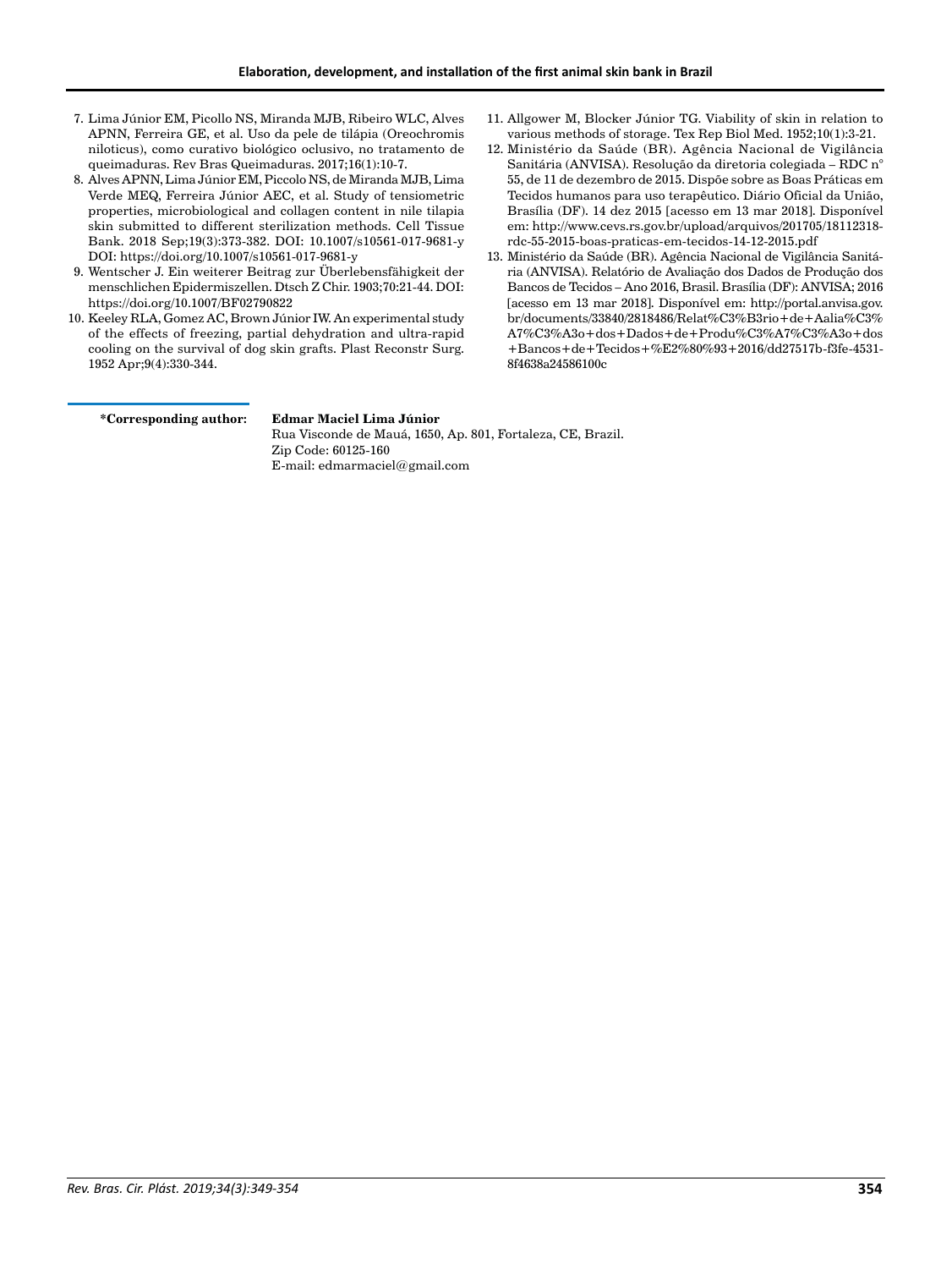7. Lima Júnior EM, Picollo NS, Miranda MJB, Ribeiro WLC, Alves APNN, Ferreira GE, et al. Uso da pele de tilápia (Oreochromis niloticus), como curativo biológico oclusivo, no tratamento de queimaduras. Rev Bras Queimaduras. 2017;16(1):10-7.
8. Alves APNN, Lima Júnior EM, Piccolo NS, de Miranda MJB, Lima Verde MEQ, Ferreira Júnior AEC, et al. Study of tensiometric properties, microbiological and collagen content in nile tilapia skin submitted to different sterilization methods. Cell Tissue Bank. 2018 Sep;19(3):373-382. DOI: 10.1007/s10561-017-9681-y DOI: https://doi.org/10.1007/s10561-017-9681-y
9. Wentscher J. Ein weiterer Beitrag zur Überlebensfähigkeit der menschlichen Epidermiszellen. Dtsch Z Chir. 1903;70:21-44. DOI: https://doi.org/10.1007/BF02790822
10. Keeley RLA, Gomez AC, Brown Júnior IW. An experimental study of the effects of freezing, partial dehydration and ultra-rapid cooling on the survival of dog skin grafts. Plast Reconstr Surg. 1952 Apr;9(4):330-344.
11. Allgower M, Blocker Júnior TG. Viability of skin in relation to various methods of storage. Tex Rep Biol Med. 1952;10(1):3-21.
12. Ministério da Saúde (BR). Agência Nacional de Vigilância Sanitária (ANVISA). Resolução da diretoria colegiada – RDC n° 55, de 11 de dezembro de 2015. Dispõe sobre as Boas Práticas em Tecidos humanos para uso terapêutico. Diário Oficial da União, Brasília (DF). 14 dez 2015 [acesso em 13 mar 2018]. Disponível em: http://www.cevs.rs.gov.br/upload/arquivos/201705/18112318-rdc-55-2015-boas-praticas-em-tecidos-14-12-2015.pdf
13. Ministério da Saúde (BR). Agência Nacional de Vigilância Sanitária (ANVISA). Relatório de Avaliação dos Dados de Produção dos Bancos de Tecidos – Ano 2016, Brasil. Brasília (DF): ANVISA; 2016 [acesso em 13 mar 2018]. Disponível em: http://portal.anvisa.gov.br/documents/33840/2818486/Relat%C3%B3rio+de+Aalia%C3%A7%C3%A3o+dos+Dados+de+Produ%C3%A7%C3%A3o+dos+Bancos+de+Tecidos+%E2%80%93+2016/dd27517b-f3fe-4531-8f4638a24586100c

**\*Corresponding author:** **Edmar Maciel Lima Júnior**
Rua Visconde de Mauá, 1650, Ap. 801, Fortaleza, CE, Brazil.
Zip Code: 60125-160
E-mail: edmarmaciel@gmail.com